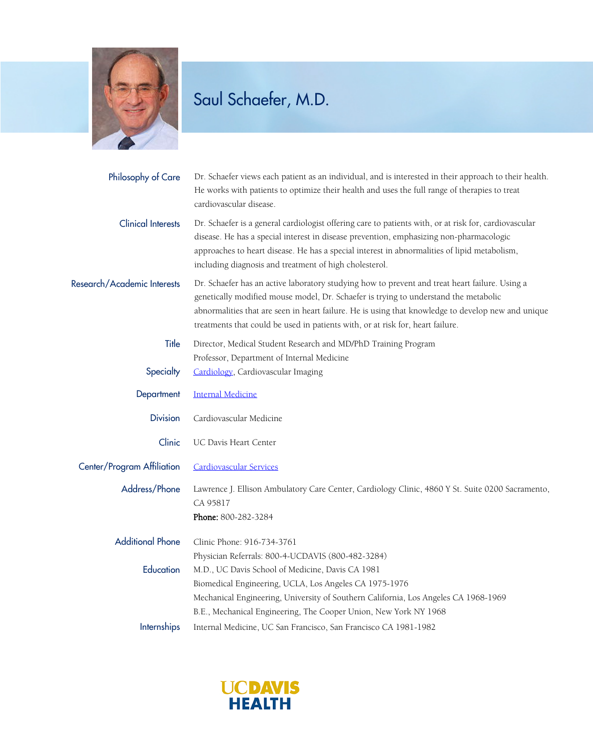# Saul Schaefer, M.D.

**Philosophy of Care**
Dr. Schaefer views each patient as an individual, and is interested in their approach to their health. He works with patients to optimize their health and uses the full range of therapies to treat cardiovascular disease.

**Clinical Interests**
Dr. Schaefer is a general cardiologist offering care to patients with, or at risk for, cardiovascular disease. He has a special interest in disease prevention, emphasizing non-pharmacologic approaches to heart disease. He has a special interest in abnormalities of lipid metabolism, including diagnosis and treatment of high cholesterol.

**Research/Academic Interests**
Dr. Schaefer has an active laboratory studying how to prevent and treat heart failure. Using a genetically modified mouse model, Dr. Schaefer is trying to understand the metabolic abnormalities that are seen in heart failure. He is using that knowledge to develop new and unique treatments that could be used in patients with, or at risk for, heart failure.

**Title**
Director, Medical Student Research and MD/PhD Training Program
Professor, Department of Internal Medicine

**Specialty**
Cardiology, Cardiovascular Imaging

**Department**
Internal Medicine

**Division**
Cardiovascular Medicine

**Clinic**
UC Davis Heart Center

**Center/Program Affiliation**
Cardiovascular Services

**Address/Phone**
Lawrence J. Ellison Ambulatory Care Center, Cardiology Clinic, 4860 Y St. Suite 0200 Sacramento, CA 95817
**Phone:** 800-282-3284

**Additional Phone**
Clinic Phone: 916-734-3761
Physician Referrals: 800-4-UCDAVIS (800-482-3284)

**Education**
M.D., UC Davis School of Medicine, Davis CA 1981
Biomedical Engineering, UCLA, Los Angeles CA 1975-1976
Mechanical Engineering, University of Southern California, Los Angeles CA 1968-1969
B.E., Mechanical Engineering, The Cooper Union, New York NY 1968

**Internships**
Internal Medicine, UC San Francisco, San Francisco CA 1981-1982

UC DAVIS HEALTH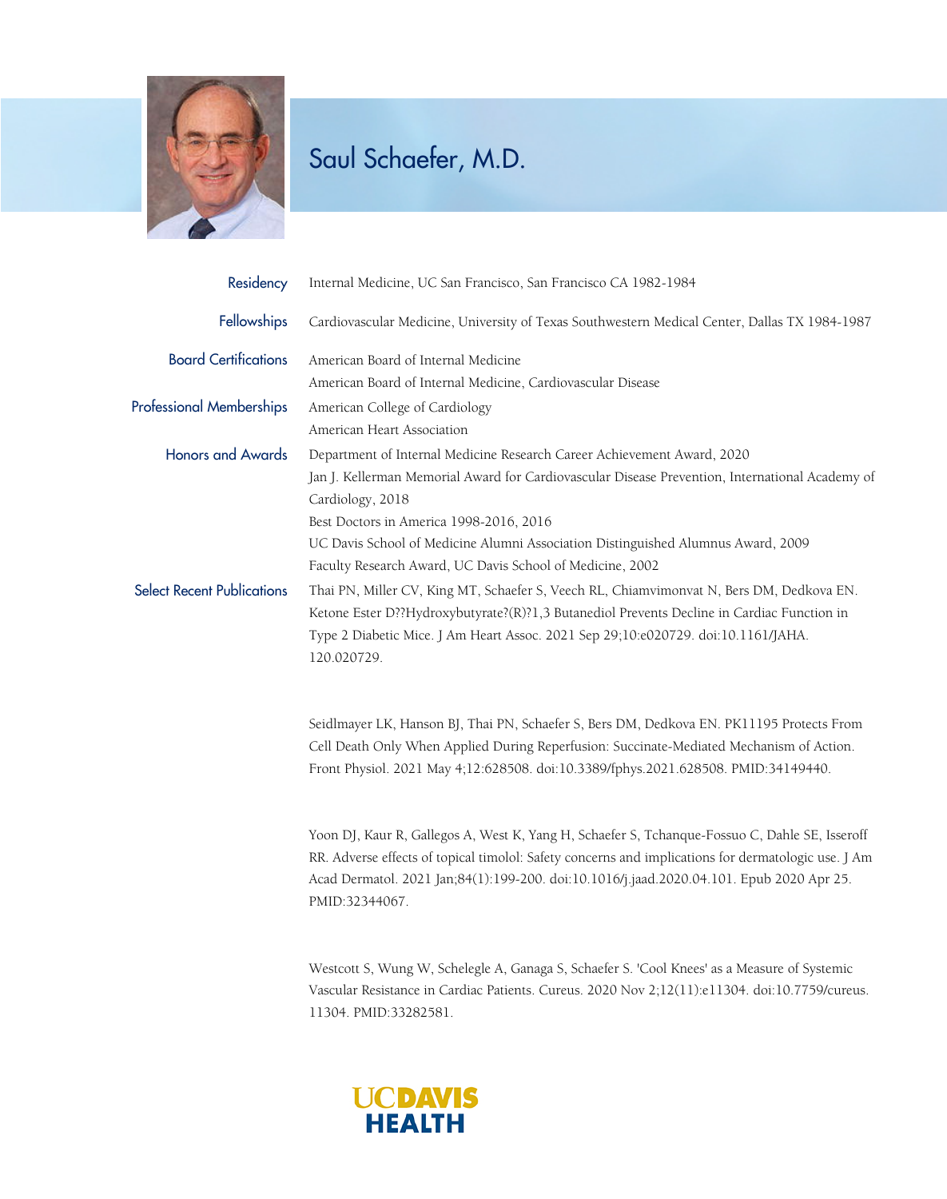# Saul Schaefer, M.D.

**Residency**
Internal Medicine, UC San Francisco, San Francisco CA 1982-1984

**Fellowships**
Cardiovascular Medicine, University of Texas Southwestern Medical Center, Dallas TX 1984-1987

**Board Certifications**
American Board of Internal Medicine
American Board of Internal Medicine, Cardiovascular Disease

**Professional Memberships**
American College of Cardiology
American Heart Association

**Honors and Awards**
Department of Internal Medicine Research Career Achievement Award, 2020
Jan J. Kellerman Memorial Award for Cardiovascular Disease Prevention, International Academy of Cardiology, 2018
Best Doctors in America 1998-2016, 2016
UC Davis School of Medicine Alumni Association Distinguished Alumnus Award, 2009
Faculty Research Award, UC Davis School of Medicine, 2002

**Select Recent Publications**

Thai PN, Miller CV, King MT, Schaefer S, Veech RL, Chiamvimonvat N, Bers DM, Dedkova EN. Ketone Ester D??Hydroxybutyrate?(R)?1,3 Butanediol Prevents Decline in Cardiac Function in Type 2 Diabetic Mice. J Am Heart Assoc. 2021 Sep 29;10:e020729. doi:10.1161/JAHA.120.020729.

Seidlmayer LK, Hanson BJ, Thai PN, Schaefer S, Bers DM, Dedkova EN. PK11195 Protects From Cell Death Only When Applied During Reperfusion: Succinate-Mediated Mechanism of Action. Front Physiol. 2021 May 4;12:628508. doi:10.3389/fphys.2021.628508. PMID:34149440.

Yoon DJ, Kaur R, Gallegos A, West K, Yang H, Schaefer S, Tchanque-Fossuo C, Dahle SE, Isseroff RR. Adverse effects of topical timolol: Safety concerns and implications for dermatologic use. J Am Acad Dermatol. 2021 Jan;84(1):199-200. doi:10.1016/j.jaad.2020.04.101. Epub 2020 Apr 25. PMID:32344067.

Westcott S, Wung W, Schelegle A, Ganaga S, Schaefer S. 'Cool Knees' as a Measure of Systemic Vascular Resistance in Cardiac Patients. Cureus. 2020 Nov 2;12(11):e11304. doi:10.7759/cureus.11304. PMID:33282581.

UC DAVIS HEALTH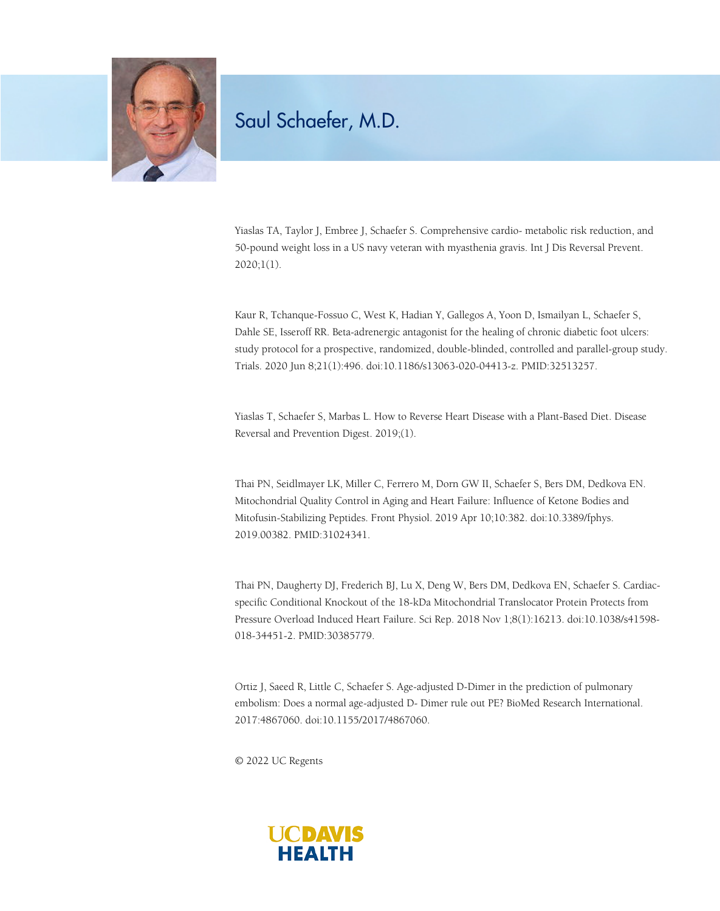# Saul Schaefer, M.D.

Yiaslas TA, Taylor J, Embree J, Schaefer S. Comprehensive cardio- metabolic risk reduction, and 50-pound weight loss in a US navy veteran with myasthenia gravis. Int J Dis Reversal Prevent. 2020;1(1).

Kaur R, Tchanque-Fossuo C, West K, Hadian Y, Gallegos A, Yoon D, Ismailyan L, Schaefer S, Dahle SE, Isseroff RR. Beta-adrenergic antagonist for the healing of chronic diabetic foot ulcers: study protocol for a prospective, randomized, double-blinded, controlled and parallel-group study. Trials. 2020 Jun 8;21(1):496. doi:10.1186/s13063-020-04413-z. PMID:32513257.

Yiaslas T, Schaefer S, Marbas L. How to Reverse Heart Disease with a Plant-Based Diet. Disease Reversal and Prevention Digest. 2019;(1).

Thai PN, Seidlmayer LK, Miller C, Ferrero M, Dorn GW II, Schaefer S, Bers DM, Dedkova EN. Mitochondrial Quality Control in Aging and Heart Failure: Influence of Ketone Bodies and Mitofusin-Stabilizing Peptides. Front Physiol. 2019 Apr 10;10:382. doi:10.3389/fphys.2019.00382. PMID:31024341.

Thai PN, Daugherty DJ, Frederich BJ, Lu X, Deng W, Bers DM, Dedkova EN, Schaefer S. Cardiac-specific Conditional Knockout of the 18-kDa Mitochondrial Translocator Protein Protects from Pressure Overload Induced Heart Failure. Sci Rep. 2018 Nov 1;8(1):16213. doi:10.1038/s41598-018-34451-2. PMID:30385779.

Ortiz J, Saeed R, Little C, Schaefer S. Age-adjusted D-Dimer in the prediction of pulmonary embolism: Does a normal age-adjusted D- Dimer rule out PE? BioMed Research International. 2017:4867060. doi:10.1155/2017/4867060.

© 2022 UC Regents

UC DAVIS HEALTH